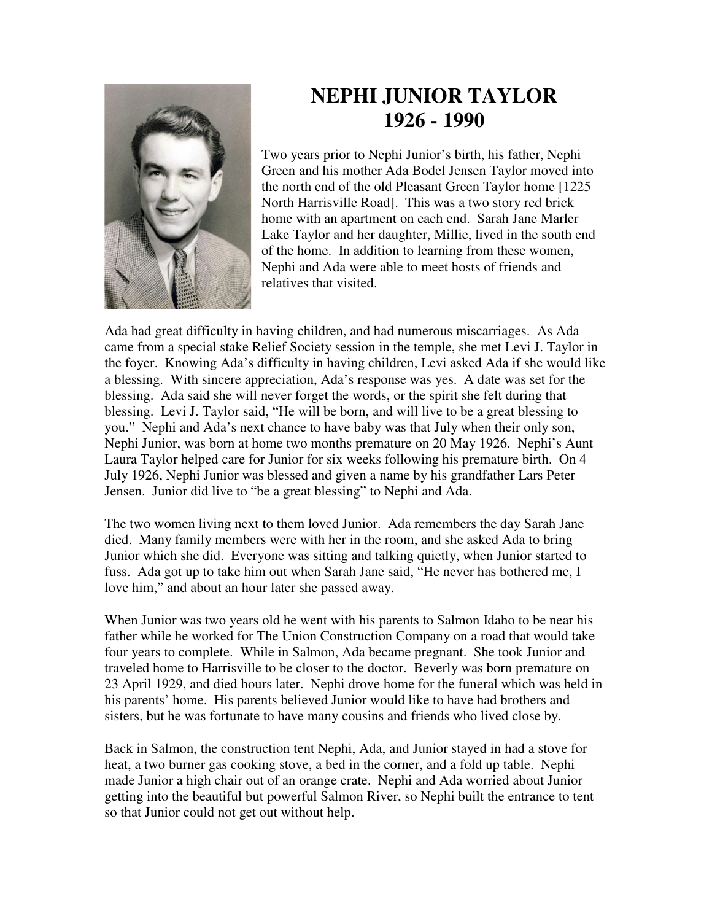# NEPHI JUNIOR TAYLOR
# 1926 - 1990

Two years prior to Nephi Junior's birth, his father, Nephi Green and his mother Ada Bodel Jensen Taylor moved into the north end of the old Pleasant Green Taylor home [1225 North Harrisville Road]. This was a two story red brick home with an apartment on each end. Sarah Jane Marler Lake Taylor and her daughter, Millie, lived in the south end of the home. In addition to learning from these women, Nephi and Ada were able to meet hosts of friends and relatives that visited.

Ada had great difficulty in having children, and had numerous miscarriages. As Ada came from a special stake Relief Society session in the temple, she met Levi J. Taylor in the foyer. Knowing Ada's difficulty in having children, Levi asked Ada if she would like a blessing. With sincere appreciation, Ada's response was yes. A date was set for the blessing. Ada said she will never forget the words, or the spirit she felt during that blessing. Levi J. Taylor said, "He will be born, and will live to be a great blessing to you." Nephi and Ada's next chance to have baby was that July when their only son, Nephi Junior, was born at home two months premature on 20 May 1926. Nephi's Aunt Laura Taylor helped care for Junior for six weeks following his premature birth. On 4 July 1926, Nephi Junior was blessed and given a name by his grandfather Lars Peter Jensen. Junior did live to "be a great blessing" to Nephi and Ada.

The two women living next to them loved Junior. Ada remembers the day Sarah Jane died. Many family members were with her in the room, and she asked Ada to bring Junior which she did. Everyone was sitting and talking quietly, when Junior started to fuss. Ada got up to take him out when Sarah Jane said, "He never has bothered me, I love him," and about an hour later she passed away.

When Junior was two years old he went with his parents to Salmon Idaho to be near his father while he worked for The Union Construction Company on a road that would take four years to complete. While in Salmon, Ada became pregnant. She took Junior and traveled home to Harrisville to be closer to the doctor. Beverly was born premature on 23 April 1929, and died hours later. Nephi drove home for the funeral which was held in his parents' home. His parents believed Junior would like to have had brothers and sisters, but he was fortunate to have many cousins and friends who lived close by.

Back in Salmon, the construction tent Nephi, Ada, and Junior stayed in had a stove for heat, a two burner gas cooking stove, a bed in the corner, and a fold up table. Nephi made Junior a high chair out of an orange crate. Nephi and Ada worried about Junior getting into the beautiful but powerful Salmon River, so Nephi built the entrance to tent so that Junior could not get out without help.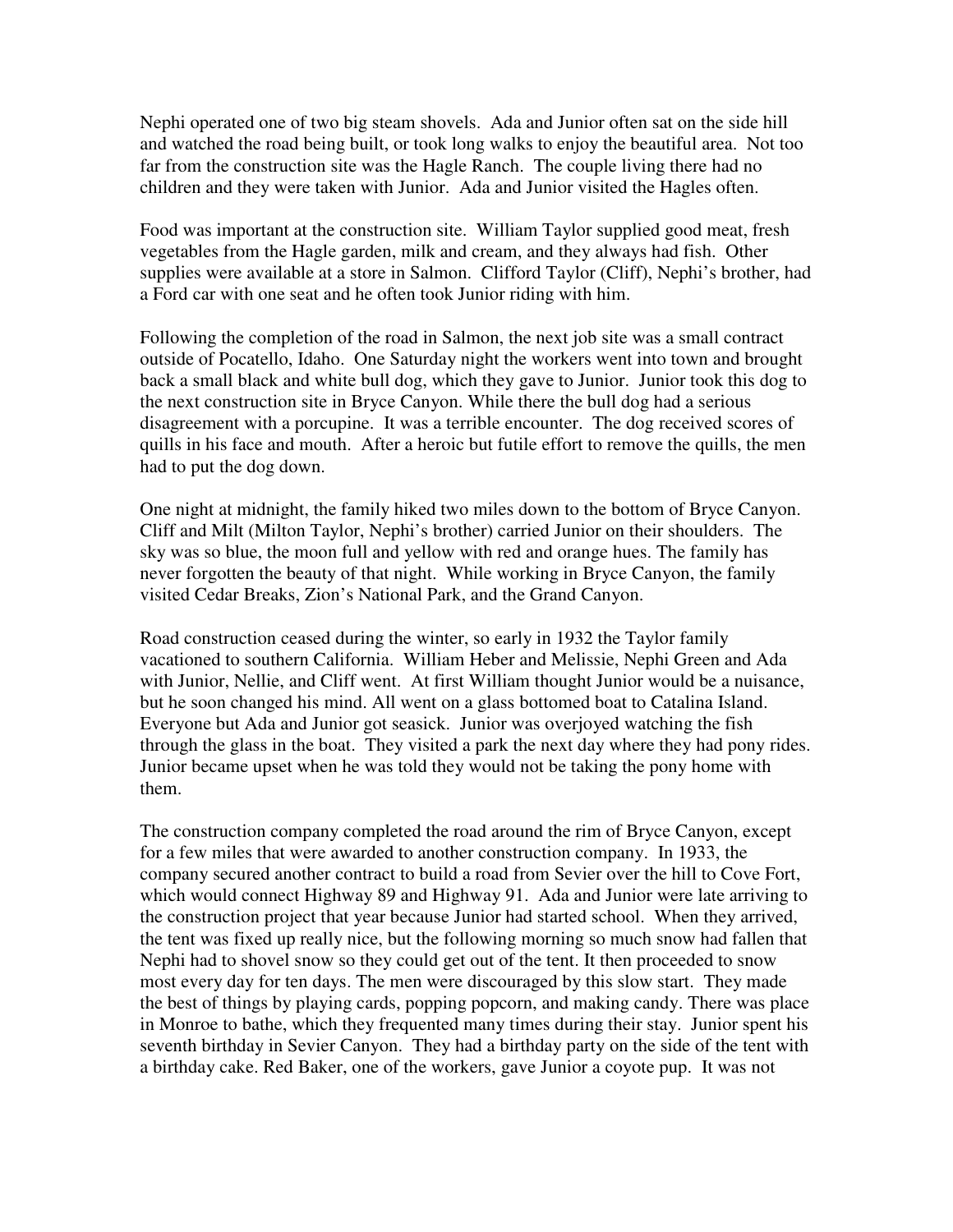Nephi operated one of two big steam shovels. Ada and Junior often sat on the side hill and watched the road being built, or took long walks to enjoy the beautiful area. Not too far from the construction site was the Hagle Ranch. The couple living there had no children and they were taken with Junior. Ada and Junior visited the Hagles often.

Food was important at the construction site. William Taylor supplied good meat, fresh vegetables from the Hagle garden, milk and cream, and they always had fish. Other supplies were available at a store in Salmon. Clifford Taylor (Cliff), Nephi's brother, had a Ford car with one seat and he often took Junior riding with him.

Following the completion of the road in Salmon, the next job site was a small contract outside of Pocatello, Idaho. One Saturday night the workers went into town and brought back a small black and white bull dog, which they gave to Junior. Junior took this dog to the next construction site in Bryce Canyon. While there the bull dog had a serious disagreement with a porcupine. It was a terrible encounter. The dog received scores of quills in his face and mouth. After a heroic but futile effort to remove the quills, the men had to put the dog down.

One night at midnight, the family hiked two miles down to the bottom of Bryce Canyon. Cliff and Milt (Milton Taylor, Nephi's brother) carried Junior on their shoulders. The sky was so blue, the moon full and yellow with red and orange hues. The family has never forgotten the beauty of that night. While working in Bryce Canyon, the family visited Cedar Breaks, Zion's National Park, and the Grand Canyon.

Road construction ceased during the winter, so early in 1932 the Taylor family vacationed to southern California. William Heber and Melissie, Nephi Green and Ada with Junior, Nellie, and Cliff went. At first William thought Junior would be a nuisance, but he soon changed his mind. All went on a glass bottomed boat to Catalina Island. Everyone but Ada and Junior got seasick. Junior was overjoyed watching the fish through the glass in the boat. They visited a park the next day where they had pony rides. Junior became upset when he was told they would not be taking the pony home with them.

The construction company completed the road around the rim of Bryce Canyon, except for a few miles that were awarded to another construction company. In 1933, the company secured another contract to build a road from Sevier over the hill to Cove Fort, which would connect Highway 89 and Highway 91. Ada and Junior were late arriving to the construction project that year because Junior had started school. When they arrived, the tent was fixed up really nice, but the following morning so much snow had fallen that Nephi had to shovel snow so they could get out of the tent. It then proceeded to snow most every day for ten days. The men were discouraged by this slow start. They made the best of things by playing cards, popping popcorn, and making candy. There was place in Monroe to bathe, which they frequented many times during their stay. Junior spent his seventh birthday in Sevier Canyon. They had a birthday party on the side of the tent with a birthday cake. Red Baker, one of the workers, gave Junior a coyote pup. It was not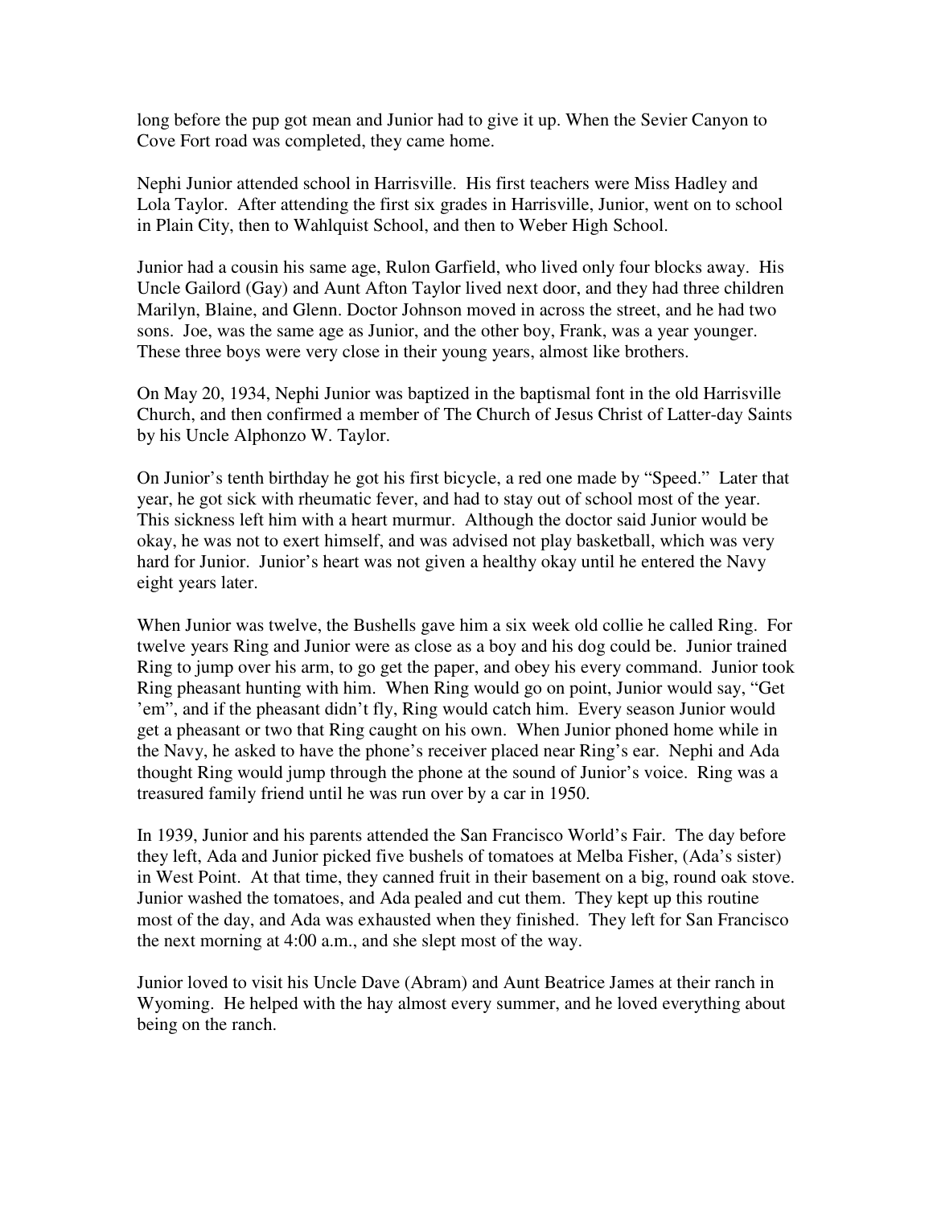long before the pup got mean and Junior had to give it up. When the Sevier Canyon to Cove Fort road was completed, they came home.

Nephi Junior attended school in Harrisville. His first teachers were Miss Hadley and Lola Taylor. After attending the first six grades in Harrisville, Junior, went on to school in Plain City, then to Wahlquist School, and then to Weber High School.

Junior had a cousin his same age, Rulon Garfield, who lived only four blocks away. His Uncle Gailord (Gay) and Aunt Afton Taylor lived next door, and they had three children Marilyn, Blaine, and Glenn. Doctor Johnson moved in across the street, and he had two sons. Joe, was the same age as Junior, and the other boy, Frank, was a year younger. These three boys were very close in their young years, almost like brothers.

On May 20, 1934, Nephi Junior was baptized in the baptismal font in the old Harrisville Church, and then confirmed a member of The Church of Jesus Christ of Latter-day Saints by his Uncle Alphonzo W. Taylor.

On Junior's tenth birthday he got his first bicycle, a red one made by "Speed." Later that year, he got sick with rheumatic fever, and had to stay out of school most of the year. This sickness left him with a heart murmur. Although the doctor said Junior would be okay, he was not to exert himself, and was advised not play basketball, which was very hard for Junior. Junior's heart was not given a healthy okay until he entered the Navy eight years later.

When Junior was twelve, the Bushells gave him a six week old collie he called Ring. For twelve years Ring and Junior were as close as a boy and his dog could be. Junior trained Ring to jump over his arm, to go get the paper, and obey his every command. Junior took Ring pheasant hunting with him. When Ring would go on point, Junior would say, "Get 'em", and if the pheasant didn't fly, Ring would catch him. Every season Junior would get a pheasant or two that Ring caught on his own. When Junior phoned home while in the Navy, he asked to have the phone's receiver placed near Ring's ear. Nephi and Ada thought Ring would jump through the phone at the sound of Junior's voice. Ring was a treasured family friend until he was run over by a car in 1950.

In 1939, Junior and his parents attended the San Francisco World's Fair. The day before they left, Ada and Junior picked five bushels of tomatoes at Melba Fisher, (Ada's sister) in West Point. At that time, they canned fruit in their basement on a big, round oak stove. Junior washed the tomatoes, and Ada pealed and cut them. They kept up this routine most of the day, and Ada was exhausted when they finished. They left for San Francisco the next morning at 4:00 a.m., and she slept most of the way.

Junior loved to visit his Uncle Dave (Abram) and Aunt Beatrice James at their ranch in Wyoming. He helped with the hay almost every summer, and he loved everything about being on the ranch.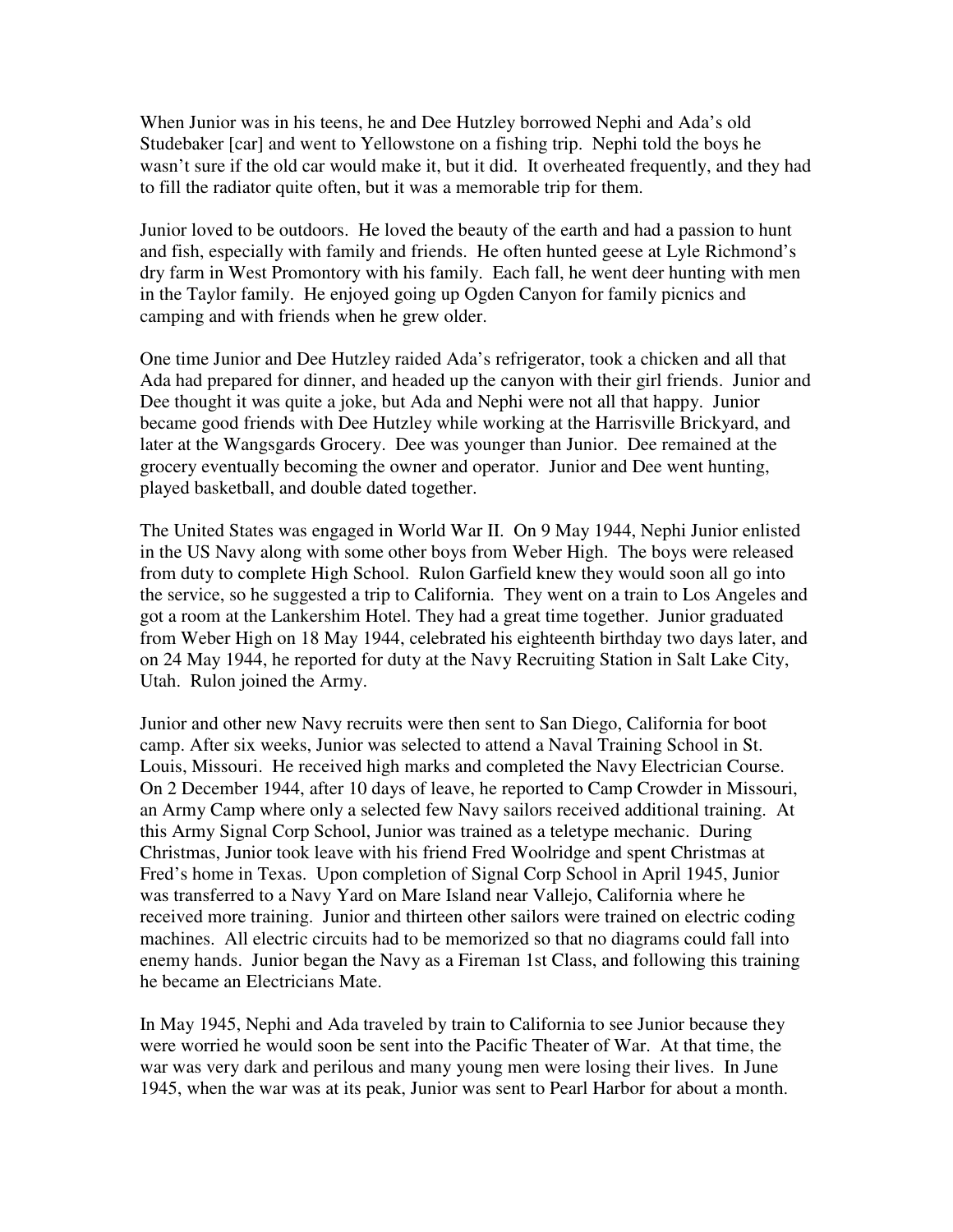When Junior was in his teens, he and Dee Hutzley borrowed Nephi and Ada's old Studebaker [car] and went to Yellowstone on a fishing trip. Nephi told the boys he wasn't sure if the old car would make it, but it did. It overheated frequently, and they had to fill the radiator quite often, but it was a memorable trip for them.

Junior loved to be outdoors. He loved the beauty of the earth and had a passion to hunt and fish, especially with family and friends. He often hunted geese at Lyle Richmond's dry farm in West Promontory with his family. Each fall, he went deer hunting with men in the Taylor family. He enjoyed going up Ogden Canyon for family picnics and camping and with friends when he grew older.

One time Junior and Dee Hutzley raided Ada's refrigerator, took a chicken and all that Ada had prepared for dinner, and headed up the canyon with their girl friends. Junior and Dee thought it was quite a joke, but Ada and Nephi were not all that happy. Junior became good friends with Dee Hutzley while working at the Harrisville Brickyard, and later at the Wangsgards Grocery. Dee was younger than Junior. Dee remained at the grocery eventually becoming the owner and operator. Junior and Dee went hunting, played basketball, and double dated together.

The United States was engaged in World War II. On 9 May 1944, Nephi Junior enlisted in the US Navy along with some other boys from Weber High. The boys were released from duty to complete High School. Rulon Garfield knew they would soon all go into the service, so he suggested a trip to California. They went on a train to Los Angeles and got a room at the Lankershim Hotel. They had a great time together. Junior graduated from Weber High on 18 May 1944, celebrated his eighteenth birthday two days later, and on 24 May 1944, he reported for duty at the Navy Recruiting Station in Salt Lake City, Utah. Rulon joined the Army.

Junior and other new Navy recruits were then sent to San Diego, California for boot camp. After six weeks, Junior was selected to attend a Naval Training School in St. Louis, Missouri. He received high marks and completed the Navy Electrician Course. On 2 December 1944, after 10 days of leave, he reported to Camp Crowder in Missouri, an Army Camp where only a selected few Navy sailors received additional training. At this Army Signal Corp School, Junior was trained as a teletype mechanic. During Christmas, Junior took leave with his friend Fred Woolridge and spent Christmas at Fred's home in Texas. Upon completion of Signal Corp School in April 1945, Junior was transferred to a Navy Yard on Mare Island near Vallejo, California where he received more training. Junior and thirteen other sailors were trained on electric coding machines. All electric circuits had to be memorized so that no diagrams could fall into enemy hands. Junior began the Navy as a Fireman 1st Class, and following this training he became an Electricians Mate.

In May 1945, Nephi and Ada traveled by train to California to see Junior because they were worried he would soon be sent into the Pacific Theater of War. At that time, the war was very dark and perilous and many young men were losing their lives. In June 1945, when the war was at its peak, Junior was sent to Pearl Harbor for about a month.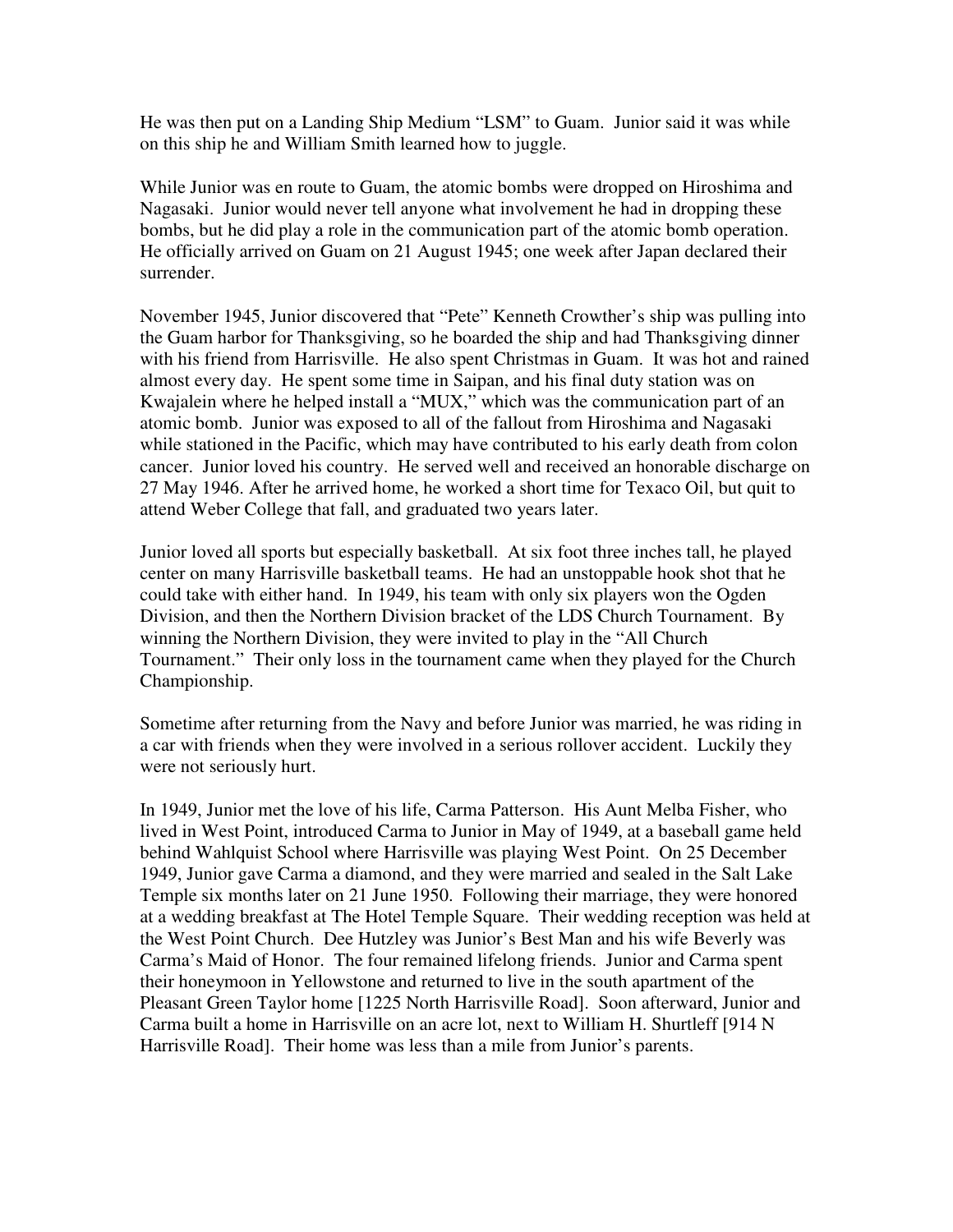He was then put on a Landing Ship Medium "LSM" to Guam. Junior said it was while on this ship he and William Smith learned how to juggle.

While Junior was en route to Guam, the atomic bombs were dropped on Hiroshima and Nagasaki. Junior would never tell anyone what involvement he had in dropping these bombs, but he did play a role in the communication part of the atomic bomb operation. He officially arrived on Guam on 21 August 1945; one week after Japan declared their surrender.

November 1945, Junior discovered that "Pete" Kenneth Crowther's ship was pulling into the Guam harbor for Thanksgiving, so he boarded the ship and had Thanksgiving dinner with his friend from Harrisville. He also spent Christmas in Guam. It was hot and rained almost every day. He spent some time in Saipan, and his final duty station was on Kwajalein where he helped install a "MUX," which was the communication part of an atomic bomb. Junior was exposed to all of the fallout from Hiroshima and Nagasaki while stationed in the Pacific, which may have contributed to his early death from colon cancer. Junior loved his country. He served well and received an honorable discharge on 27 May 1946. After he arrived home, he worked a short time for Texaco Oil, but quit to attend Weber College that fall, and graduated two years later.

Junior loved all sports but especially basketball. At six foot three inches tall, he played center on many Harrisville basketball teams. He had an unstoppable hook shot that he could take with either hand. In 1949, his team with only six players won the Ogden Division, and then the Northern Division bracket of the LDS Church Tournament. By winning the Northern Division, they were invited to play in the "All Church Tournament." Their only loss in the tournament came when they played for the Church Championship.

Sometime after returning from the Navy and before Junior was married, he was riding in a car with friends when they were involved in a serious rollover accident. Luckily they were not seriously hurt.

In 1949, Junior met the love of his life, Carma Patterson. His Aunt Melba Fisher, who lived in West Point, introduced Carma to Junior in May of 1949, at a baseball game held behind Wahlquist School where Harrisville was playing West Point. On 25 December 1949, Junior gave Carma a diamond, and they were married and sealed in the Salt Lake Temple six months later on 21 June 1950. Following their marriage, they were honored at a wedding breakfast at The Hotel Temple Square. Their wedding reception was held at the West Point Church. Dee Hutzley was Junior's Best Man and his wife Beverly was Carma's Maid of Honor. The four remained lifelong friends. Junior and Carma spent their honeymoon in Yellowstone and returned to live in the south apartment of the Pleasant Green Taylor home [1225 North Harrisville Road]. Soon afterward, Junior and Carma built a home in Harrisville on an acre lot, next to William H. Shurtleff [914 N Harrisville Road]. Their home was less than a mile from Junior's parents.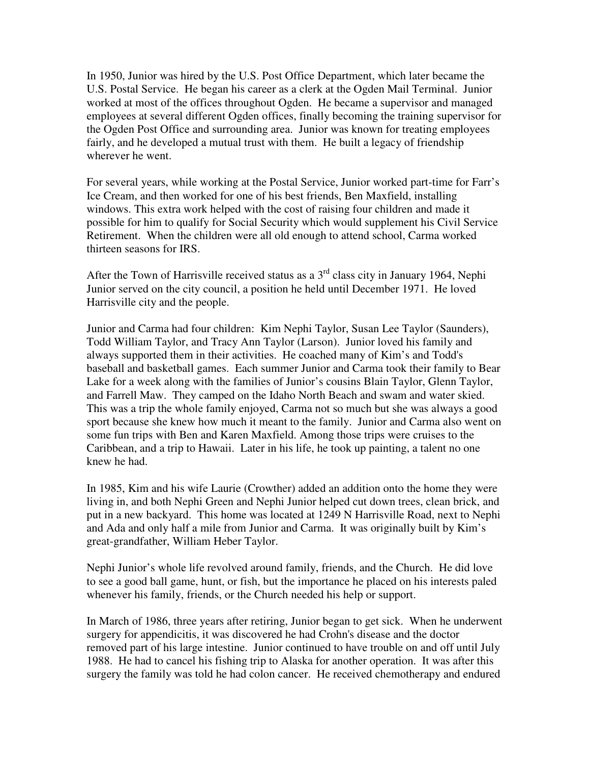In 1950, Junior was hired by the U.S. Post Office Department, which later became the U.S. Postal Service. He began his career as a clerk at the Ogden Mail Terminal. Junior worked at most of the offices throughout Ogden. He became a supervisor and managed employees at several different Ogden offices, finally becoming the training supervisor for the Ogden Post Office and surrounding area. Junior was known for treating employees fairly, and he developed a mutual trust with them. He built a legacy of friendship wherever he went.

For several years, while working at the Postal Service, Junior worked part-time for Farr's Ice Cream, and then worked for one of his best friends, Ben Maxfield, installing windows. This extra work helped with the cost of raising four children and made it possible for him to qualify for Social Security which would supplement his Civil Service Retirement. When the children were all old enough to attend school, Carma worked thirteen seasons for IRS.

After the Town of Harrisville received status as a 3rd class city in January 1964, Nephi Junior served on the city council, a position he held until December 1971. He loved Harrisville city and the people.

Junior and Carma had four children: Kim Nephi Taylor, Susan Lee Taylor (Saunders), Todd William Taylor, and Tracy Ann Taylor (Larson). Junior loved his family and always supported them in their activities. He coached many of Kim's and Todd's baseball and basketball games. Each summer Junior and Carma took their family to Bear Lake for a week along with the families of Junior's cousins Blain Taylor, Glenn Taylor, and Farrell Maw. They camped on the Idaho North Beach and swam and water skied. This was a trip the whole family enjoyed, Carma not so much but she was always a good sport because she knew how much it meant to the family. Junior and Carma also went on some fun trips with Ben and Karen Maxfield. Among those trips were cruises to the Caribbean, and a trip to Hawaii. Later in his life, he took up painting, a talent no one knew he had.

In 1985, Kim and his wife Laurie (Crowther) added an addition onto the home they were living in, and both Nephi Green and Nephi Junior helped cut down trees, clean brick, and put in a new backyard. This home was located at 1249 N Harrisville Road, next to Nephi and Ada and only half a mile from Junior and Carma. It was originally built by Kim's great-grandfather, William Heber Taylor.

Nephi Junior's whole life revolved around family, friends, and the Church. He did love to see a good ball game, hunt, or fish, but the importance he placed on his interests paled whenever his family, friends, or the Church needed his help or support.

In March of 1986, three years after retiring, Junior began to get sick. When he underwent surgery for appendicitis, it was discovered he had Crohn's disease and the doctor removed part of his large intestine. Junior continued to have trouble on and off until July 1988. He had to cancel his fishing trip to Alaska for another operation. It was after this surgery the family was told he had colon cancer. He received chemotherapy and endured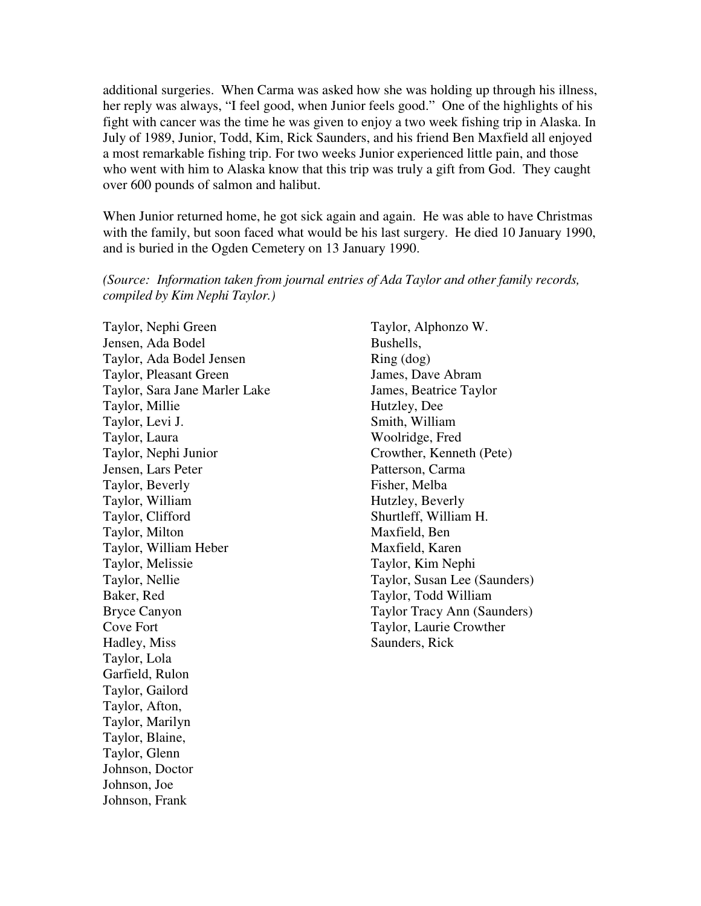additional surgeries. When Carma was asked how she was holding up through his illness, her reply was always, "I feel good, when Junior feels good." One of the highlights of his fight with cancer was the time he was given to enjoy a two week fishing trip in Alaska. In July of 1989, Junior, Todd, Kim, Rick Saunders, and his friend Ben Maxfield all enjoyed a most remarkable fishing trip. For two weeks Junior experienced little pain, and those who went with him to Alaska know that this trip was truly a gift from God. They caught over 600 pounds of salmon and halibut.

When Junior returned home, he got sick again and again. He was able to have Christmas with the family, but soon faced what would be his last surgery. He died 10 January 1990, and is buried in the Ogden Cemetery on 13 January 1990.

*(Source: Information taken from journal entries of Ada Taylor and other family records, compiled by Kim Nephi Taylor.)*

Taylor, Nephi Green
Jensen, Ada Bodel
Taylor, Ada Bodel Jensen
Taylor, Pleasant Green
Taylor, Sara Jane Marler Lake
Taylor, Millie
Taylor, Levi J.
Taylor, Laura
Taylor, Nephi Junior
Jensen, Lars Peter
Taylor, Beverly
Taylor, William
Taylor, Clifford
Taylor, Milton
Taylor, William Heber
Taylor, Melissie
Taylor, Nellie
Baker, Red
Bryce Canyon
Cove Fort
Hadley, Miss
Taylor, Lola
Garfield, Rulon
Taylor, Gailord
Taylor, Afton,
Taylor, Marilyn
Taylor, Blaine,
Taylor, Glenn
Johnson, Doctor
Johnson, Joe
Johnson, Frank
Taylor, Alphonzo W.
Bushells,
Ring (dog)
James, Dave Abram
James, Beatrice Taylor
Hutzley, Dee
Smith, William
Woolridge, Fred
Crowther, Kenneth (Pete)
Patterson, Carma
Fisher, Melba
Hutzley, Beverly
Shurtleff, William H.
Maxfield, Ben
Maxfield, Karen
Taylor, Kim Nephi
Taylor, Susan Lee (Saunders)
Taylor, Todd William
Taylor Tracy Ann (Saunders)
Taylor, Laurie Crowther
Saunders, Rick